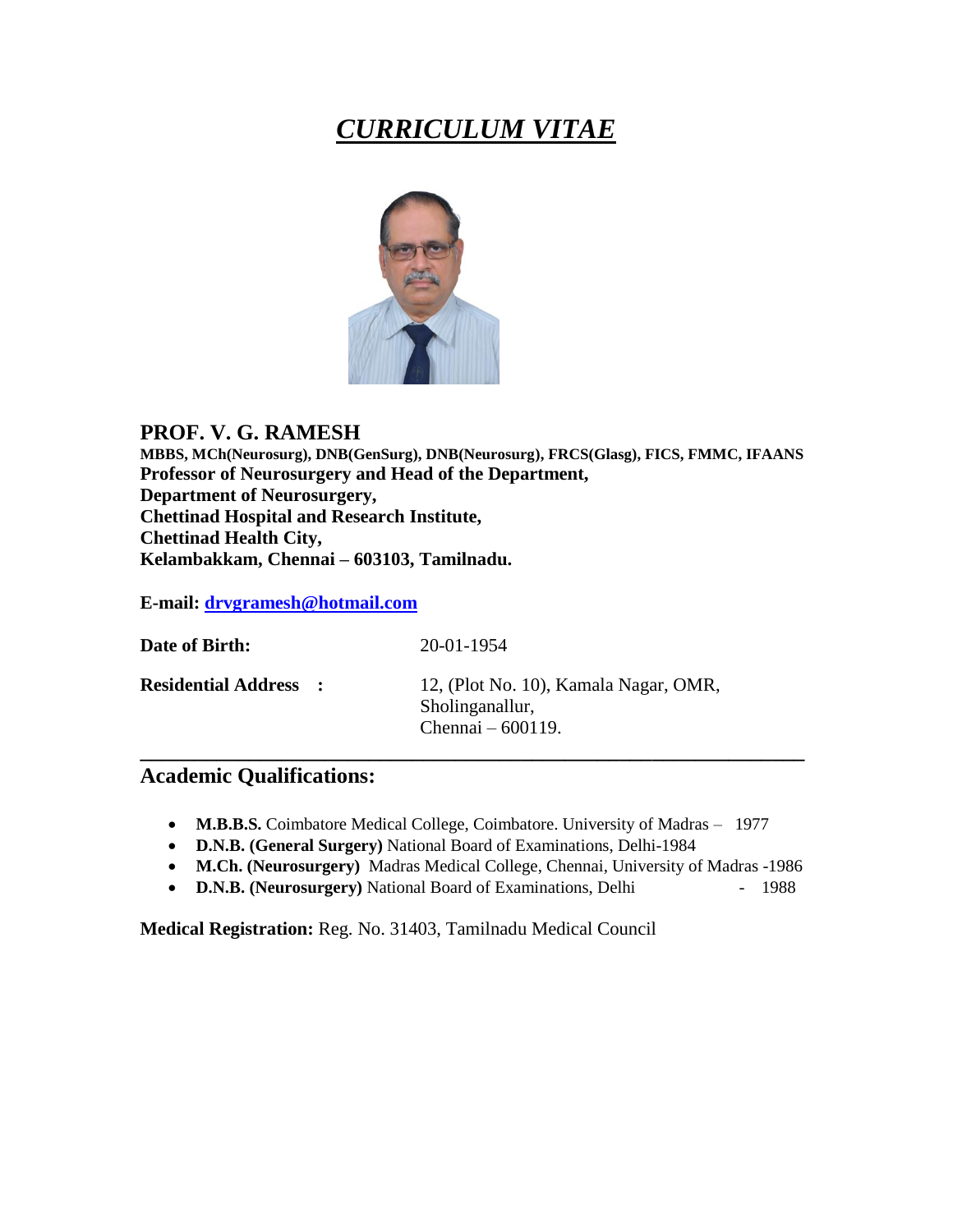# *CURRICULUM VITAE*

## PROF. V. G. RAMESH

**MBBS, MCh(Neurosurg), DNB(GenSurg), DNB(Neurosurg), FRCS(Glasg), FICS, FMMC, IFAANS**
**Professor of Neurosurgery and Head of the Department,**
**Department of Neurosurgery,**
**Chettinad Hospital and Research Institute,**
**Chettinad Health City,**
**Kelambakkam, Chennai – 603103, Tamilnadu.**

**E-mail:** drvgramesh@hotmail.com

**Date of Birth:** 20-01-1954

**Residential Address :** 12, (Plot No. 10), Kamala Nagar, OMR, Sholinganallur, Chennai – 600119.

---

## Academic Qualifications:

- **M.B.B.S.** Coimbatore Medical College, Coimbatore. University of Madras – 1977
- **D.N.B. (General Surgery)** National Board of Examinations, Delhi-1984
- **M.Ch. (Neurosurgery)** Madras Medical College, Chennai, University of Madras -1986
- **D.N.B. (Neurosurgery)** National Board of Examinations, Delhi - 1988

**Medical Registration:** Reg. No. 31403, Tamilnadu Medical Council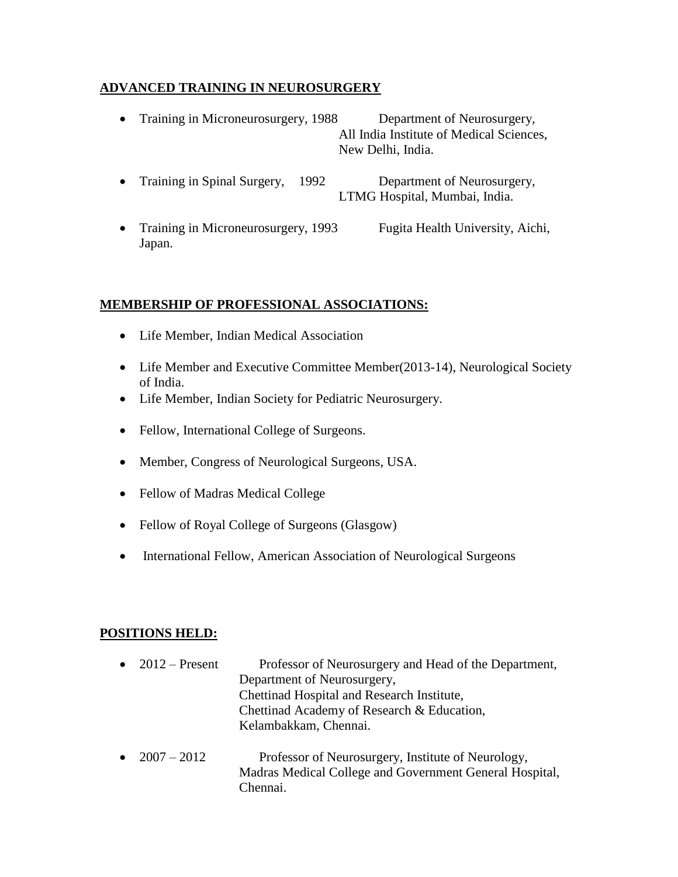## ADVANCED TRAINING IN NEUROSURGERY

- Training in Microneurosurgery, 1988 — Department of Neurosurgery, All India Institute of Medical Sciences, New Delhi, India.
- Training in Spinal Surgery, 1992 — Department of Neurosurgery, LTMG Hospital, Mumbai, India.
- Training in Microneurosurgery, 1993 — Fugita Health University, Aichi, Japan.

## MEMBERSHIP OF PROFESSIONAL ASSOCIATIONS:

- Life Member, Indian Medical Association
- Life Member and Executive Committee Member(2013-14), Neurological Society of India.
- Life Member, Indian Society for Pediatric Neurosurgery.
- Fellow, International College of Surgeons.
- Member, Congress of Neurological Surgeons, USA.
- Fellow of Madras Medical College
- Fellow of Royal College of Surgeons (Glasgow)
- International Fellow, American Association of Neurological Surgeons

## POSITIONS HELD:

- 2012 – Present — Professor of Neurosurgery and Head of the Department, Department of Neurosurgery, Chettinad Hospital and Research Institute, Chettinad Academy of Research & Education, Kelambakkam, Chennai.
- 2007 – 2012 — Professor of Neurosurgery, Institute of Neurology, Madras Medical College and Government General Hospital, Chennai.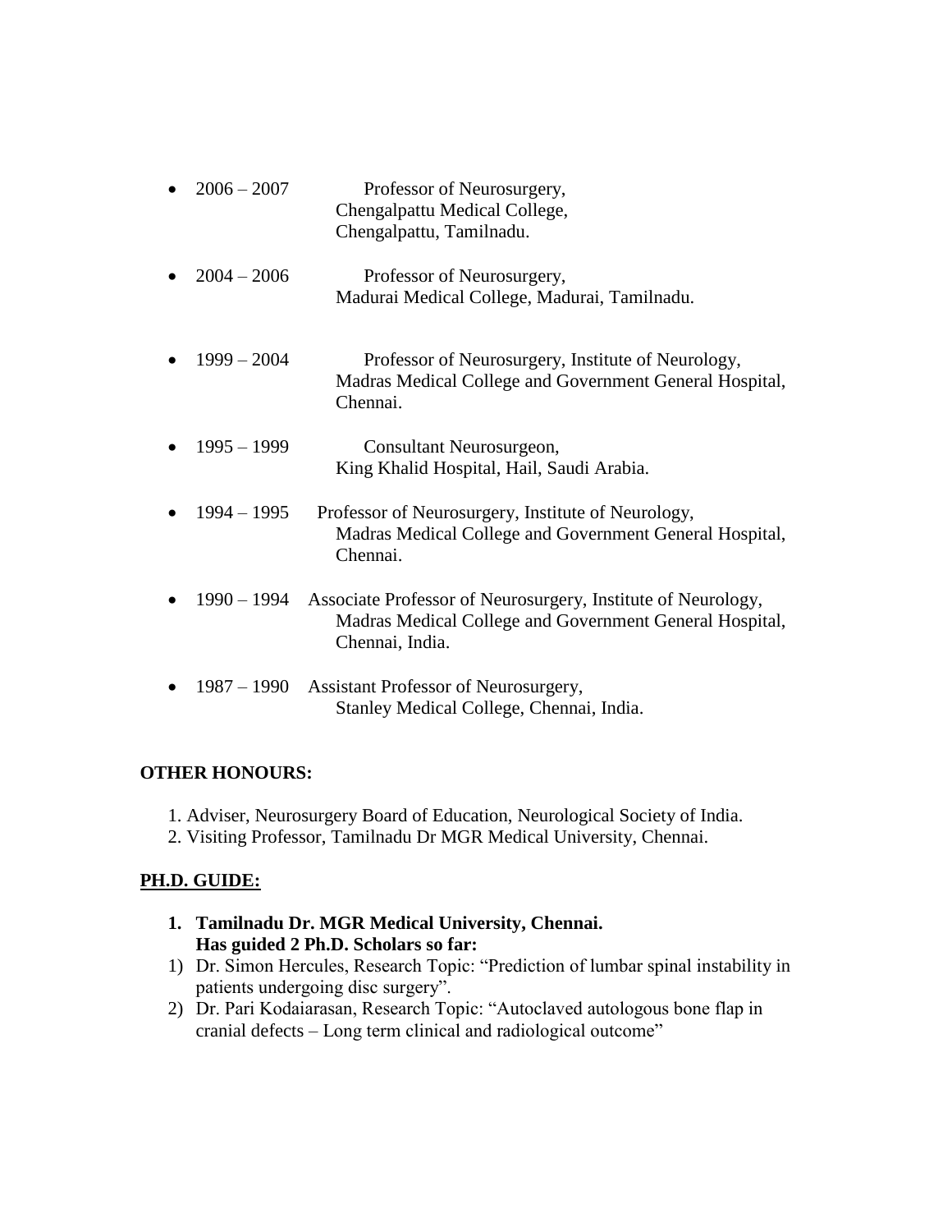- 2006 – 2007 Professor of Neurosurgery,
  Chengalpattu Medical College,
  Chengalpattu, Tamilnadu.

- 2004 – 2006 Professor of Neurosurgery,
  Madurai Medical College, Madurai, Tamilnadu.

- 1999 – 2004 Professor of Neurosurgery, Institute of Neurology,
  Madras Medical College and Government General Hospital,
  Chennai.

- 1995 – 1999 Consultant Neurosurgeon,
  King Khalid Hospital, Hail, Saudi Arabia.

- 1994 – 1995 Professor of Neurosurgery, Institute of Neurology,
  Madras Medical College and Government General Hospital,
  Chennai.

- 1990 – 1994 Associate Professor of Neurosurgery, Institute of Neurology,
  Madras Medical College and Government General Hospital,
  Chennai, India.

- 1987 – 1990 Assistant Professor of Neurosurgery,
  Stanley Medical College, Chennai, India.

**OTHER HONOURS:**

1. Adviser, Neurosurgery Board of Education, Neurological Society of India.
2. Visiting Professor, Tamilnadu Dr MGR Medical University, Chennai.

**PH.D. GUIDE:**

1. **Tamilnadu Dr. MGR Medical University, Chennai.**
   **Has guided 2 Ph.D. Scholars so far:**

1) Dr. Simon Hercules, Research Topic: "Prediction of lumbar spinal instability in patients undergoing disc surgery".
2) Dr. Pari Kodaiarasan, Research Topic: "Autoclaved autologous bone flap in cranial defects – Long term clinical and radiological outcome"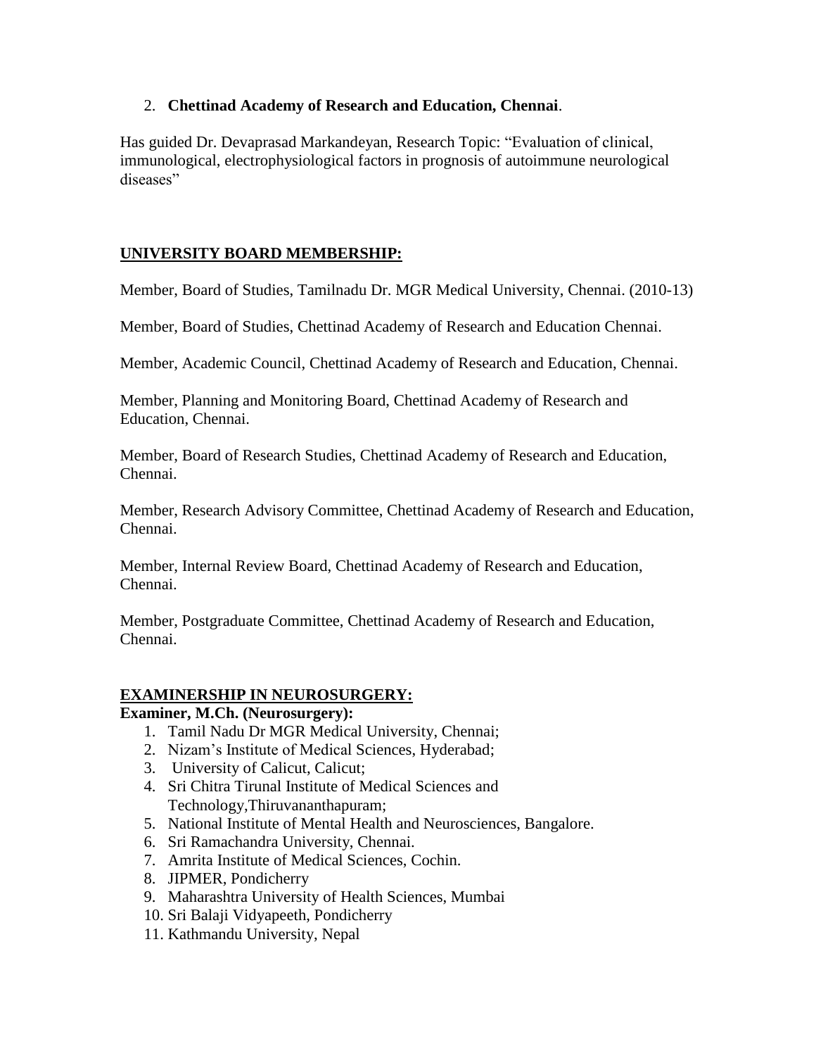2. **Chettinad Academy of Research and Education, Chennai**.

Has guided Dr. Devaprasad Markandeyan, Research Topic: "Evaluation of clinical, immunological, electrophysiological factors in prognosis of autoimmune neurological diseases"

## UNIVERSITY BOARD MEMBERSHIP:

Member, Board of Studies, Tamilnadu Dr. MGR Medical University, Chennai. (2010-13)

Member, Board of Studies, Chettinad Academy of Research and Education Chennai.

Member, Academic Council, Chettinad Academy of Research and Education, Chennai.

Member, Planning and Monitoring Board, Chettinad Academy of Research and Education, Chennai.

Member, Board of Research Studies, Chettinad Academy of Research and Education, Chennai.

Member, Research Advisory Committee, Chettinad Academy of Research and Education, Chennai.

Member, Internal Review Board, Chettinad Academy of Research and Education, Chennai.

Member, Postgraduate Committee, Chettinad Academy of Research and Education, Chennai.

## EXAMINERSHIP IN NEUROSURGERY:

**Examiner, M.Ch. (Neurosurgery):**

1. Tamil Nadu Dr MGR Medical University, Chennai;
2. Nizam's Institute of Medical Sciences, Hyderabad;
3. University of Calicut, Calicut;
4. Sri Chitra Tirunal Institute of Medical Sciences and Technology,Thiruvananthapuram;
5. National Institute of Mental Health and Neurosciences, Bangalore.
6. Sri Ramachandra University, Chennai.
7. Amrita Institute of Medical Sciences, Cochin.
8. JIPMER, Pondicherry
9. Maharashtra University of Health Sciences, Mumbai
10. Sri Balaji Vidyapeeth, Pondicherry
11. Kathmandu University, Nepal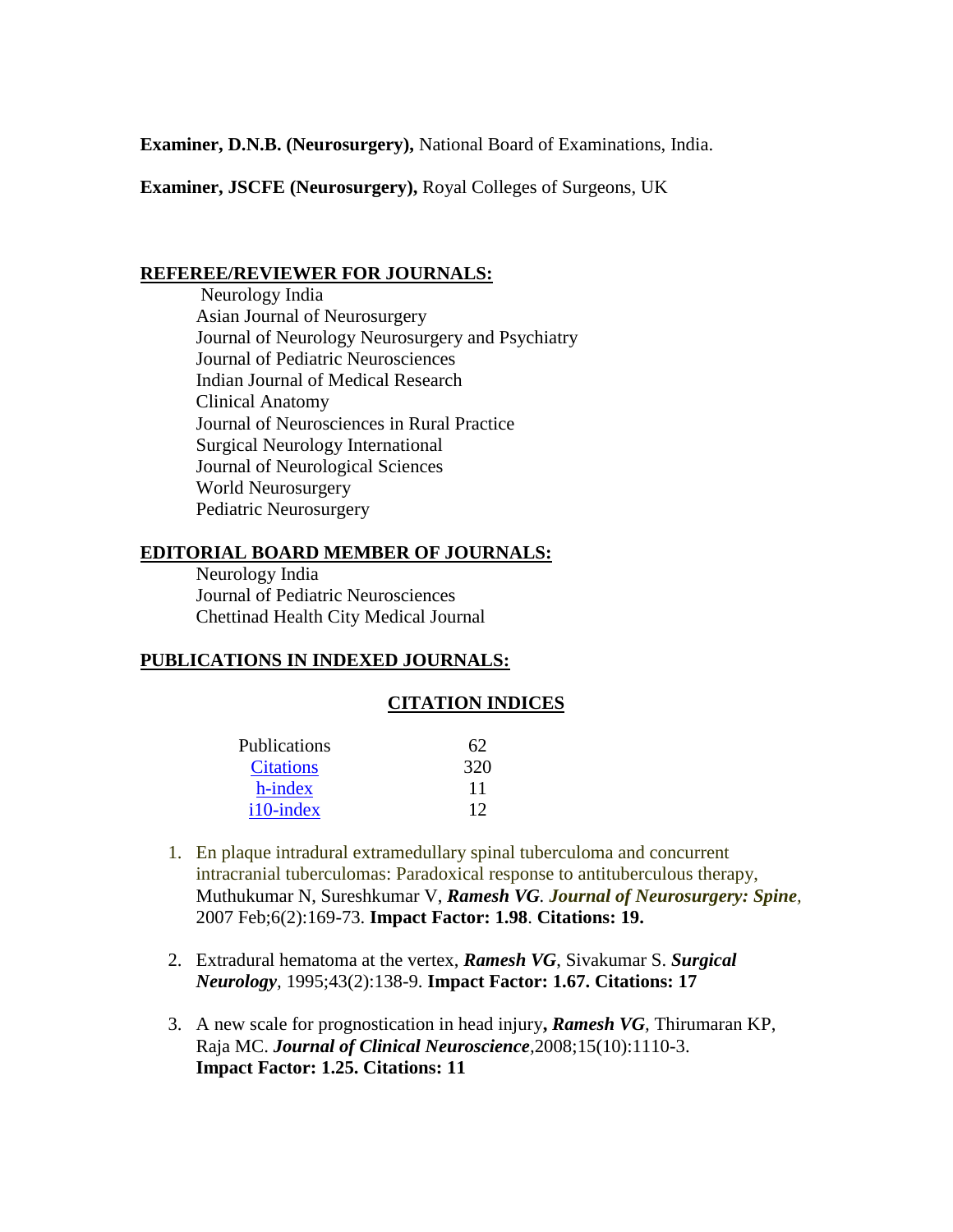**Examiner, D.N.B. (Neurosurgery),** National Board of Examinations, India.

**Examiner, JSCFE (Neurosurgery),** Royal Colleges of Surgeons, UK

## REFEREE/REVIEWER FOR JOURNALS:

Neurology India
Asian Journal of Neurosurgery
Journal of Neurology Neurosurgery and Psychiatry
Journal of Pediatric Neurosciences
Indian Journal of Medical Research
Clinical Anatomy
Journal of Neurosciences in Rural Practice
Surgical Neurology International
Journal of Neurological Sciences
World Neurosurgery
Pediatric Neurosurgery

## EDITORIAL BOARD MEMBER OF JOURNALS:

Neurology India
Journal of Pediatric Neurosciences
Chettinad Health City Medical Journal

## PUBLICATIONS IN INDEXED JOURNALS:

### CITATION INDICES

| | |
|---|---|
| Publications | 62 |
| Citations | 320 |
| h-index | 11 |
| i10-index | 12 |

1. En plaque intradural extramedullary spinal tuberculoma and concurrent intracranial tuberculomas: Paradoxical response to antituberculous therapy, Muthukumar N, Sureshkumar V, ***Ramesh VG***. ***Journal of Neurosurgery: Spine***, 2007 Feb;6(2):169-73. **Impact Factor: 1.98**. **Citations: 19.**

2. Extradural hematoma at the vertex, ***Ramesh VG***, Sivakumar S. ***Surgical Neurology***, 1995;43(2):138-9. **Impact Factor: 1.67. Citations: 17**

3. A new scale for prognostication in head injury**,** ***Ramesh VG***, Thirumaran KP, Raja MC. ***Journal of Clinical Neuroscience***,2008;15(10):1110-3. **Impact Factor: 1.25. Citations: 11**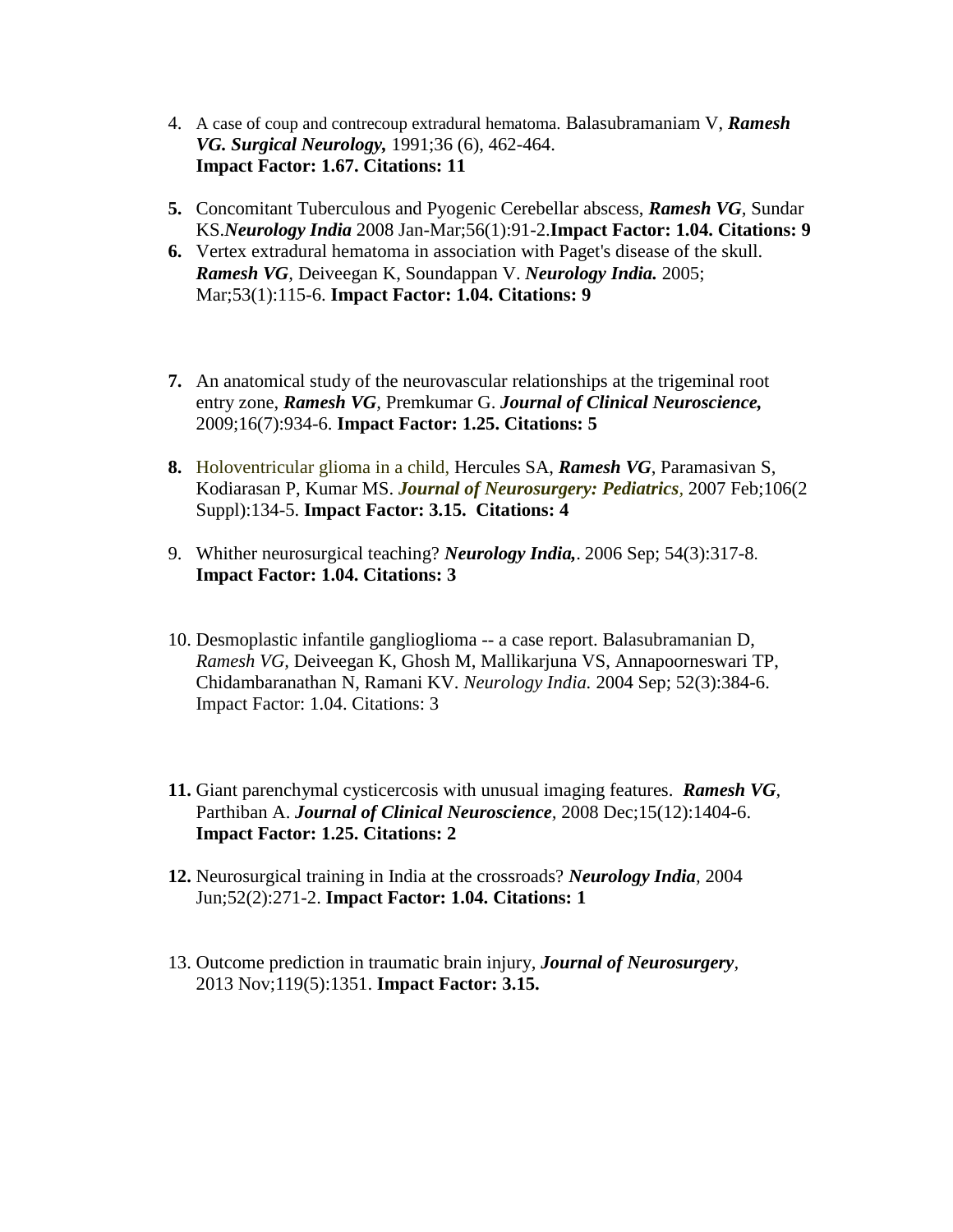4. A case of coup and contrecoup extradural hematoma. Balasubramaniam V, ***Ramesh VG. Surgical Neurology,*** 1991;36 (6), 462-464. **Impact Factor: 1.67. Citations: 11**

5. Concomitant Tuberculous and Pyogenic Cerebellar abscess, ***Ramesh VG***, Sundar KS.***Neurology India*** 2008 Jan-Mar;56(1):91-2.**Impact Factor: 1.04. Citations: 9**

6. Vertex extradural hematoma in association with Paget's disease of the skull. ***Ramesh VG***, Deiveegan K, Soundappan V. ***Neurology India.*** 2005; Mar;53(1):115-6. **Impact Factor: 1.04. Citations: 9**

7. An anatomical study of the neurovascular relationships at the trigeminal root entry zone, ***Ramesh VG***, Premkumar G. ***Journal of Clinical Neuroscience,*** 2009;16(7):934-6. **Impact Factor: 1.25. Citations: 5**

8. Holoventricular glioma in a child, Hercules SA, ***Ramesh VG***, Paramasivan S, Kodiarasan P, Kumar MS. ***Journal of Neurosurgery: Pediatrics***, 2007 Feb;106(2 Suppl):134-5. **Impact Factor: 3.15. Citations: 4**

9. Whither neurosurgical teaching? ***Neurology India,***. 2006 Sep; 54(3):317-8. **Impact Factor: 1.04. Citations: 3**

10. Desmoplastic infantile ganglioglioma -- a case report. Balasubramanian D, *Ramesh VG*, Deiveegan K, Ghosh M, Mallikarjuna VS, Annapoorneswari TP, Chidambaranathan N, Ramani KV. *Neurology India.* 2004 Sep; 52(3):384-6. Impact Factor: 1.04. Citations: 3

11. Giant parenchymal cysticercosis with unusual imaging features. ***Ramesh VG***, Parthiban A. ***Journal of Clinical Neuroscience***, 2008 Dec;15(12):1404-6. **Impact Factor: 1.25. Citations: 2**

12. Neurosurgical training in India at the crossroads? ***Neurology India***, 2004 Jun;52(2):271-2. **Impact Factor: 1.04. Citations: 1**

13. Outcome prediction in traumatic brain injury, ***Journal of Neurosurgery***, 2013 Nov;119(5):1351. **Impact Factor: 3.15.**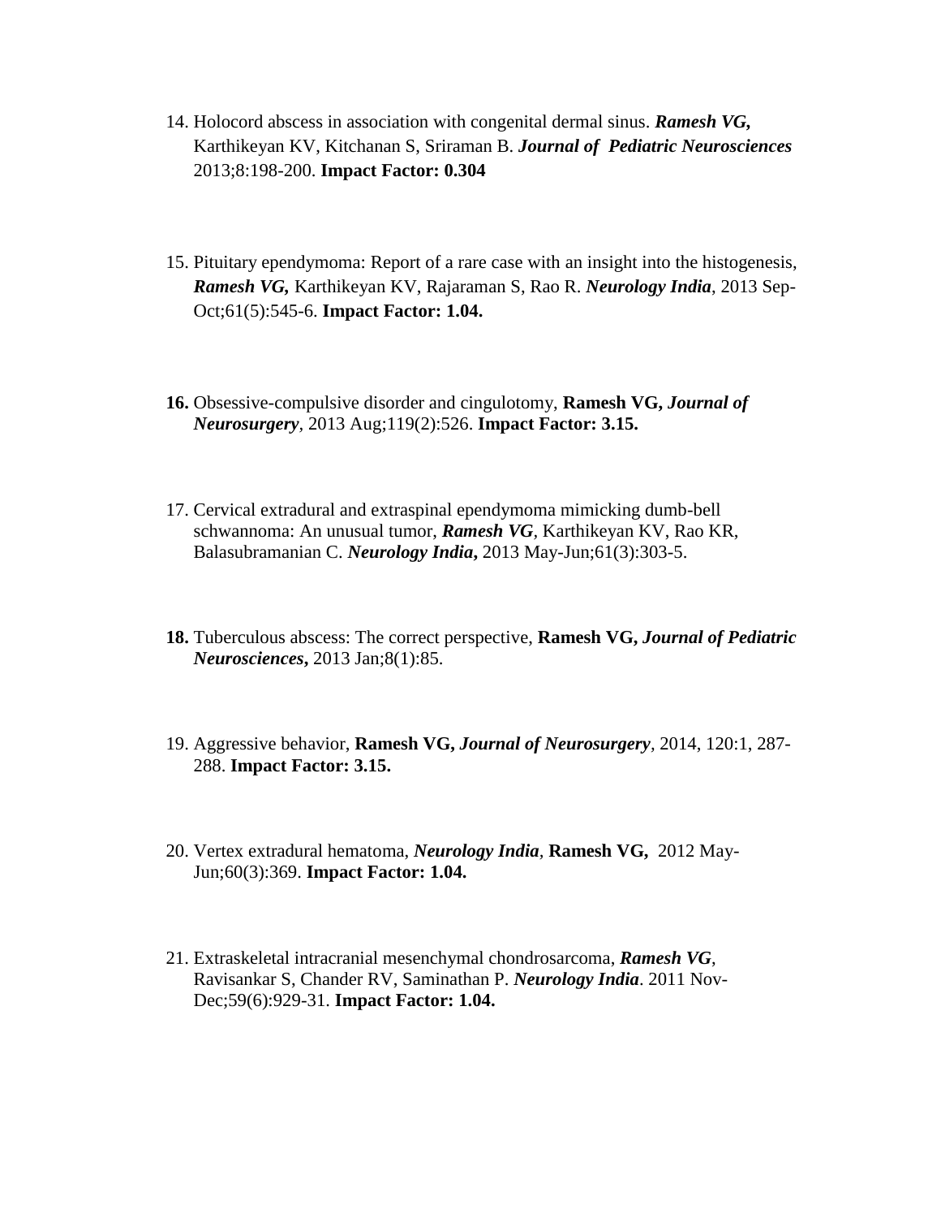14. Holocord abscess in association with congenital dermal sinus. ***Ramesh VG,*** Karthikeyan KV, Kitchanan S, Sriraman B. ***Journal of Pediatric Neurosciences*** 2013;8:198-200. **Impact Factor: 0.304**

15. Pituitary ependymoma: Report of a rare case with an insight into the histogenesis, ***Ramesh VG,*** Karthikeyan KV, Rajaraman S, Rao R. ***Neurology India***, 2013 Sep-Oct;61(5):545-6. **Impact Factor: 1.04.**

16. Obsessive-compulsive disorder and cingulotomy, **Ramesh VG,** ***Journal of Neurosurgery***, 2013 Aug;119(2):526. **Impact Factor: 3.15.**

17. Cervical extradural and extraspinal ependymoma mimicking dumb-bell schwannoma: An unusual tumor, ***Ramesh VG***, Karthikeyan KV, Rao KR, Balasubramanian C. ***Neurology India*****,** 2013 May-Jun;61(3):303-5.

18. Tuberculous abscess: The correct perspective, **Ramesh VG,** ***Journal of Pediatric Neurosciences*****,** 2013 Jan;8(1):85.

19. Aggressive behavior, **Ramesh VG,** ***Journal of Neurosurgery***, 2014, 120:1, 287-288. **Impact Factor: 3.15.**

20. Vertex extradural hematoma, ***Neurology India***, **Ramesh VG,** 2012 May-Jun;60(3):369. **Impact Factor: 1.04.**

21. Extraskeletal intracranial mesenchymal chondrosarcoma, ***Ramesh VG***, Ravisankar S, Chander RV, Saminathan P. ***Neurology India***. 2011 Nov-Dec;59(6):929-31. **Impact Factor: 1.04.**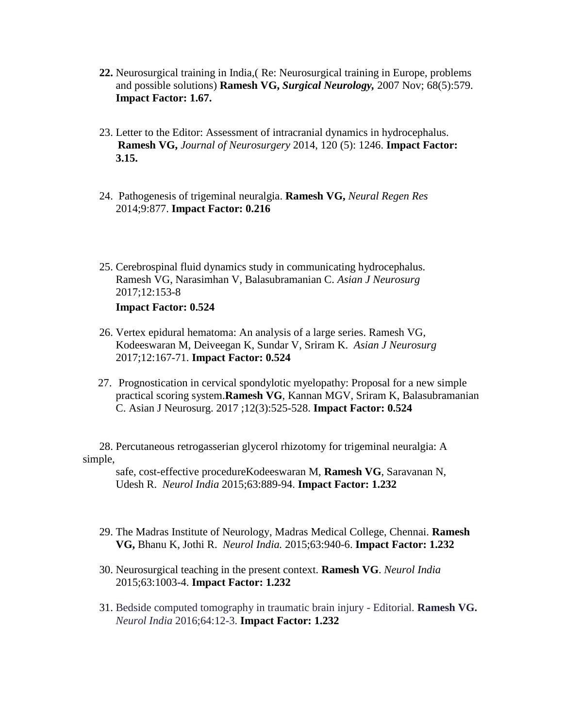22. Neurosurgical training in India,( Re: Neurosurgical training in Europe, problems and possible solutions) **Ramesh VG,** ***Surgical Neurology,*** 2007 Nov; 68(5):579. **Impact Factor: 1.67.**

23. Letter to the Editor: Assessment of intracranial dynamics in hydrocephalus. **Ramesh VG,** *Journal of Neurosurgery* 2014, 120 (5): 1246. **Impact Factor: 3.15.**

24. Pathogenesis of trigeminal neuralgia. **Ramesh VG,** *Neural Regen Res* 2014;9:877. **Impact Factor: 0.216**

25. Cerebrospinal fluid dynamics study in communicating hydrocephalus. Ramesh VG, Narasimhan V, Balasubramanian C. *Asian J Neurosurg* 2017;12:153-8

    **Impact Factor: 0.524**

26. Vertex epidural hematoma: An analysis of a large series. Ramesh VG, Kodeeswaran M, Deiveegan K, Sundar V, Sriram K. *Asian J Neurosurg* 2017;12:167-71. **Impact Factor: 0.524**

27. Prognostication in cervical spondylotic myelopathy: Proposal for a new simple practical scoring system.**Ramesh VG**, Kannan MGV, Sriram K, Balasubramanian C. Asian J Neurosurg. 2017 ;12(3):525-528. **Impact Factor: 0.524**

28. Percutaneous retrogasserian glycerol rhizotomy for trigeminal neuralgia: A simple, safe, cost-effective procedureKodeeswaran M, **Ramesh VG**, Saravanan N, Udesh R. *Neurol India* 2015;63:889-94. **Impact Factor: 1.232**

29. The Madras Institute of Neurology, Madras Medical College, Chennai. **Ramesh VG,** Bhanu K, Jothi R. *Neurol India.* 2015;63:940-6. **Impact Factor: 1.232**

30. Neurosurgical teaching in the present context. **Ramesh VG**. *Neurol India* 2015;63:1003-4. **Impact Factor: 1.232**

31. Bedside computed tomography in traumatic brain injury - Editorial. **Ramesh VG.** *Neurol India* 2016;64:12-3. **Impact Factor: 1.232**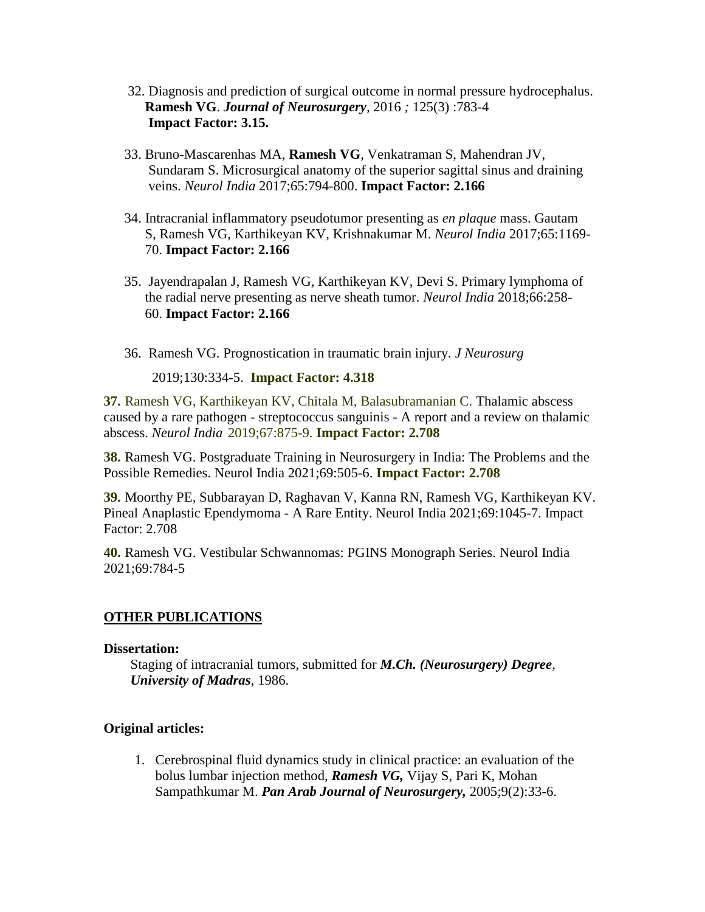32. Diagnosis and prediction of surgical outcome in normal pressure hydrocephalus. **Ramesh VG**. ***Journal of Neurosurgery***, 2016 *;* 125(3) :783-4 **Impact Factor: 3.15.**

33. Bruno-Mascarenhas MA, **Ramesh VG**, Venkatraman S, Mahendran JV, Sundaram S. Microsurgical anatomy of the superior sagittal sinus and draining veins. *Neurol India* 2017;65:794-800. **Impact Factor: 2.166**

34. Intracranial inflammatory pseudotumor presenting as *en plaque* mass. Gautam S, Ramesh VG, Karthikeyan KV, Krishnakumar M. *Neurol India* 2017;65:1169-70. **Impact Factor: 2.166**

35. Jayendrapalan J, Ramesh VG, Karthikeyan KV, Devi S. Primary lymphoma of the radial nerve presenting as nerve sheath tumor. *Neurol India* 2018;66:258-60. **Impact Factor: 2.166**

36. Ramesh VG. Prognostication in traumatic brain injury. *J Neurosurg* 2019;130:334-5. **Impact Factor: 4.318**

**37.** Ramesh VG, Karthikeyan KV, Chitala M, Balasubramanian C. Thalamic abscess caused by a rare pathogen - streptococcus sanguinis - A report and a review on thalamic abscess. *Neurol India* 2019;67:875-9. **Impact Factor: 2.708**

**38.** Ramesh VG. Postgraduate Training in Neurosurgery in India: The Problems and the Possible Remedies. Neurol India 2021;69:505-6. **Impact Factor: 2.708**

**39.** Moorthy PE, Subbarayan D, Raghavan V, Kanna RN, Ramesh VG, Karthikeyan KV. Pineal Anaplastic Ependymoma - A Rare Entity. Neurol India 2021;69:1045-7. Impact Factor: 2.708

**40.** Ramesh VG. Vestibular Schwannomas: PGINS Monograph Series. Neurol India 2021;69:784-5

## OTHER PUBLICATIONS

**Dissertation:**

Staging of intracranial tumors, submitted for ***M.Ch. (Neurosurgery) Degree***, ***University of Madras***, 1986.

**Original articles:**

1. Cerebrospinal fluid dynamics study in clinical practice: an evaluation of the bolus lumbar injection method, ***Ramesh VG,*** Vijay S, Pari K, Mohan Sampathkumar M. ***Pan Arab Journal of Neurosurgery,*** 2005;9(2):33-6.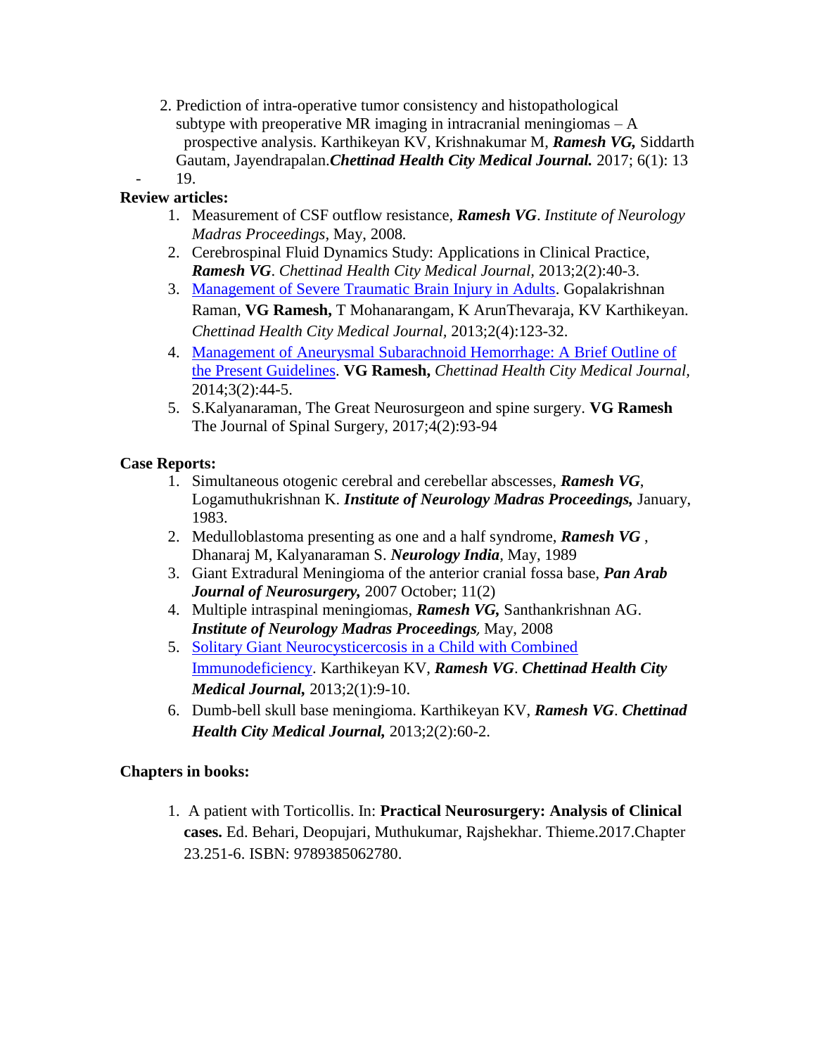2. Prediction of intra-operative tumor consistency and histopathological subtype with preoperative MR imaging in intracranial meningiomas – A prospective analysis. Karthikeyan KV, Krishnakumar M, ***Ramesh VG,*** Siddarth Gautam, Jayendrapalan.***Chettinad Health City Medical Journal.*** 2017; 6(1): 13 - 19.

**Review articles:**

1. Measurement of CSF outflow resistance, ***Ramesh VG***. *Institute of Neurology Madras Proceedings,* May, 2008.
2. Cerebrospinal Fluid Dynamics Study: Applications in Clinical Practice, ***Ramesh VG***. *Chettinad Health City Medical Journal,* 2013;2(2):40-3.
3. Management of Severe Traumatic Brain Injury in Adults. Gopalakrishnan Raman, **VG Ramesh,** T Mohanarangam, K ArunThevaraja, KV Karthikeyan. *Chettinad Health City Medical Journal*, 2013;2(4):123-32.
4. Management of Aneurysmal Subarachnoid Hemorrhage: A Brief Outline of the Present Guidelines. **VG Ramesh,** *Chettinad Health City Medical Journal*, 2014;3(2):44-5.
5. S.Kalyanaraman, The Great Neurosurgeon and spine surgery. **VG Ramesh** The Journal of Spinal Surgery, 2017;4(2):93-94

**Case Reports:**

1. Simultaneous otogenic cerebral and cerebellar abscesses, ***Ramesh VG***, Logamuthukrishnan K. ***Institute of Neurology Madras Proceedings,*** January, 1983.
2. Medulloblastoma presenting as one and a half syndrome, ***Ramesh VG*** , Dhanaraj M, Kalyanaraman S. ***Neurology India***, May, 1989
3. Giant Extradural Meningioma of the anterior cranial fossa base, ***Pan Arab Journal of Neurosurgery,*** 2007 October; 11(2)
4. Multiple intraspinal meningiomas, ***Ramesh VG,*** Santhankrishnan AG. ***Institute of Neurology Madras Proceedings,*** May, 2008
5. Solitary Giant Neurocysticercosis in a Child with Combined Immunodeficiency. Karthikeyan KV, ***Ramesh VG***. ***Chettinad Health City Medical Journal,*** 2013;2(1):9-10.
6. Dumb-bell skull base meningioma. Karthikeyan KV, ***Ramesh VG***. ***Chettinad Health City Medical Journal,*** 2013;2(2):60-2.

**Chapters in books:**

1. A patient with Torticollis. In: **Practical Neurosurgery: Analysis of Clinical cases.** Ed. Behari, Deopujari, Muthukumar, Rajshekhar. Thieme.2017.Chapter 23.251-6. ISBN: 9789385062780.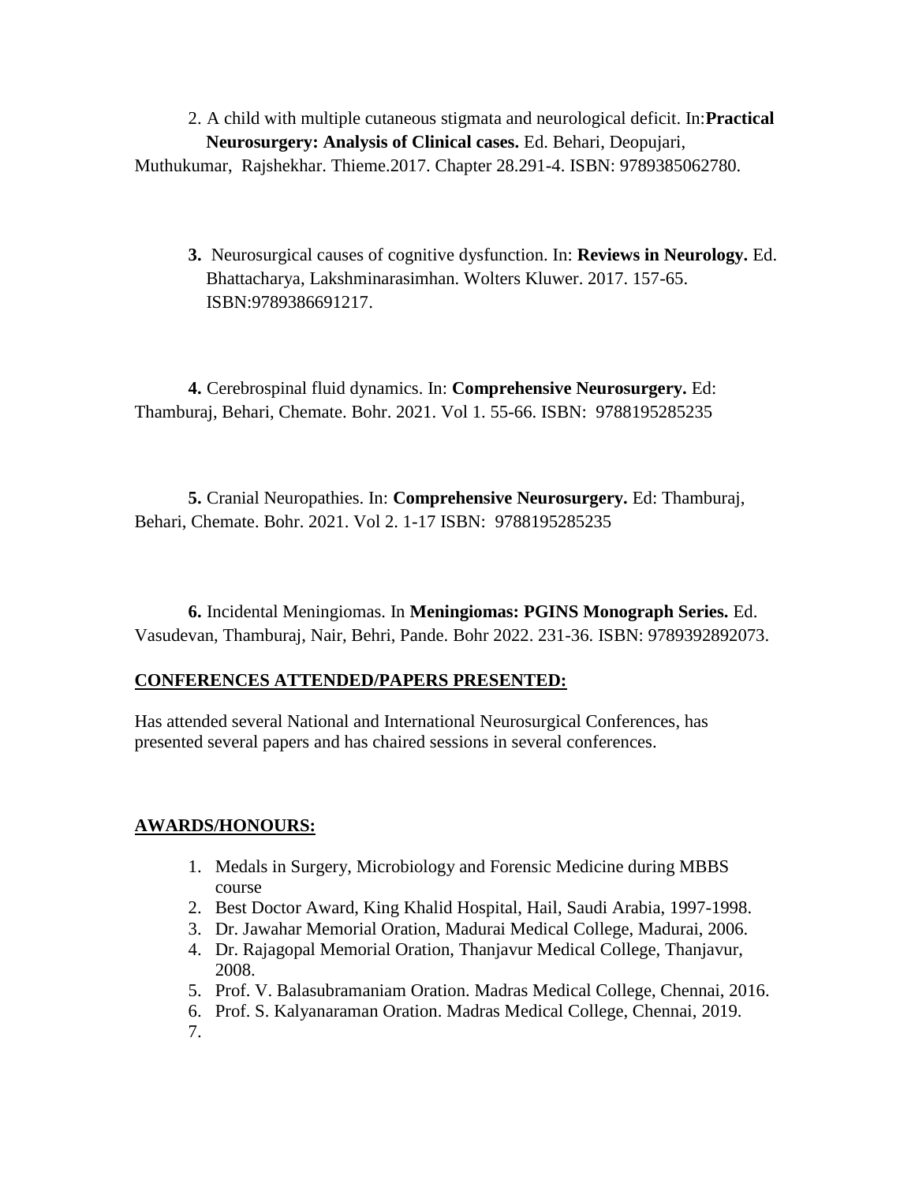2. A child with multiple cutaneous stigmata and neurological deficit. In:**Practical Neurosurgery: Analysis of Clinical cases.** Ed. Behari, Deopujari, Muthukumar, Rajshekhar. Thieme.2017. Chapter 28.291-4. ISBN: 9789385062780.

3. Neurosurgical causes of cognitive dysfunction. In: **Reviews in Neurology.** Ed. Bhattacharya, Lakshminarasimhan. Wolters Kluwer. 2017. 157-65. ISBN:9789386691217.

4. Cerebrospinal fluid dynamics. In: **Comprehensive Neurosurgery.** Ed: Thamburaj, Behari, Chemate. Bohr. 2021. Vol 1. 55-66. ISBN: 9788195285235

5. Cranial Neuropathies. In: **Comprehensive Neurosurgery.** Ed: Thamburaj, Behari, Chemate. Bohr. 2021. Vol 2. 1-17 ISBN: 9788195285235

6. Incidental Meningiomas. In **Meningiomas: PGINS Monograph Series.** Ed. Vasudevan, Thamburaj, Nair, Behri, Pande. Bohr 2022. 231-36. ISBN: 9789392892073.

## CONFERENCES ATTENDED/PAPERS PRESENTED:

Has attended several National and International Neurosurgical Conferences, has presented several papers and has chaired sessions in several conferences.

## AWARDS/HONOURS:

1. Medals in Surgery, Microbiology and Forensic Medicine during MBBS course
2. Best Doctor Award, King Khalid Hospital, Hail, Saudi Arabia, 1997-1998.
3. Dr. Jawahar Memorial Oration, Madurai Medical College, Madurai, 2006.
4. Dr. Rajagopal Memorial Oration, Thanjavur Medical College, Thanjavur, 2008.
5. Prof. V. Balasubramaniam Oration. Madras Medical College, Chennai, 2016.
6. Prof. S. Kalyanaraman Oration. Madras Medical College, Chennai, 2019.
7.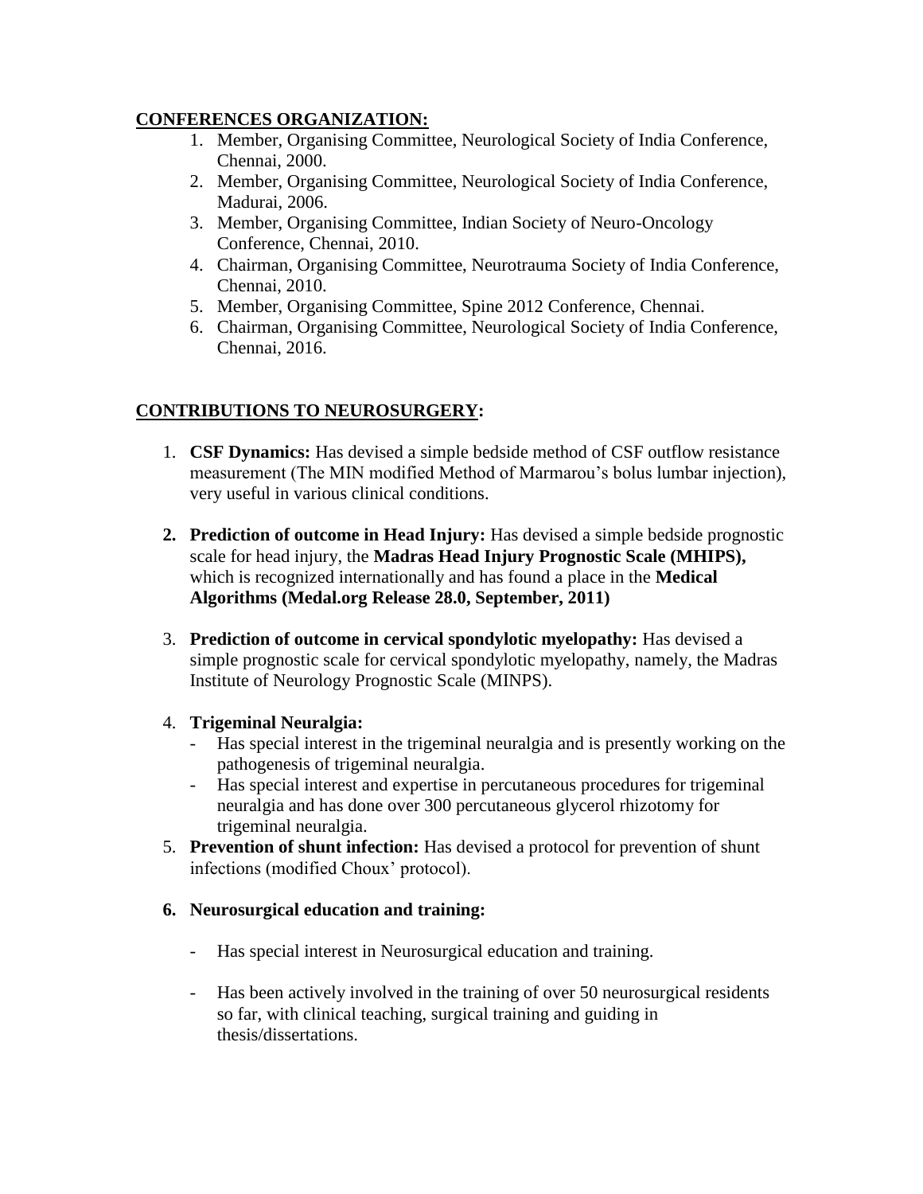## CONFERENCES ORGANIZATION:

1. Member, Organising Committee, Neurological Society of India Conference, Chennai, 2000.
2. Member, Organising Committee, Neurological Society of India Conference, Madurai, 2006.
3. Member, Organising Committee, Indian Society of Neuro-Oncology Conference, Chennai, 2010.
4. Chairman, Organising Committee, Neurotrauma Society of India Conference, Chennai, 2010.
5. Member, Organising Committee, Spine 2012 Conference, Chennai.
6. Chairman, Organising Committee, Neurological Society of India Conference, Chennai, 2016.

## CONTRIBUTIONS TO NEUROSURGERY:

1. **CSF Dynamics:** Has devised a simple bedside method of CSF outflow resistance measurement (The MIN modified Method of Marmarou's bolus lumbar injection), very useful in various clinical conditions.

2. **Prediction of outcome in Head Injury:** Has devised a simple bedside prognostic scale for head injury, the **Madras Head Injury Prognostic Scale (MHIPS),** which is recognized internationally and has found a place in the **Medical Algorithms (Medal.org Release 28.0, September, 2011)**

3. **Prediction of outcome in cervical spondylotic myelopathy:** Has devised a simple prognostic scale for cervical spondylotic myelopathy, namely, the Madras Institute of Neurology Prognostic Scale (MINPS).

4. **Trigeminal Neuralgia:**
   - Has special interest in the trigeminal neuralgia and is presently working on the pathogenesis of trigeminal neuralgia.
   - Has special interest and expertise in percutaneous procedures for trigeminal neuralgia and has done over 300 percutaneous glycerol rhizotomy for trigeminal neuralgia.

5. **Prevention of shunt infection:** Has devised a protocol for prevention of shunt infections (modified Choux' protocol).

6. **Neurosurgical education and training:**
   - Has special interest in Neurosurgical education and training.
   - Has been actively involved in the training of over 50 neurosurgical residents so far, with clinical teaching, surgical training and guiding in thesis/dissertations.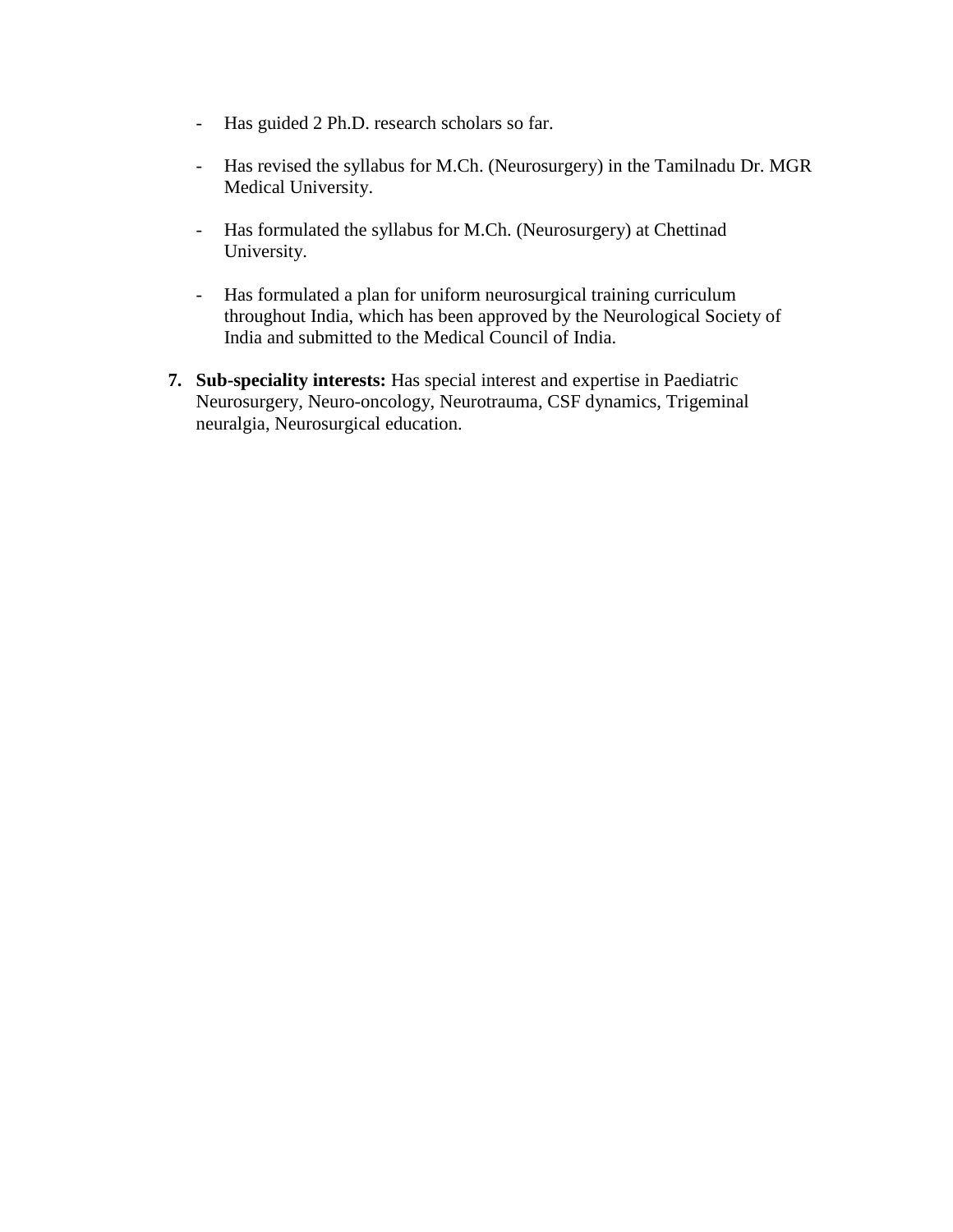- Has guided 2 Ph.D. research scholars so far.

- Has revised the syllabus for M.Ch. (Neurosurgery) in the Tamilnadu Dr. MGR Medical University.

- Has formulated the syllabus for M.Ch. (Neurosurgery) at Chettinad University.

- Has formulated a plan for uniform neurosurgical training curriculum throughout India, which has been approved by the Neurological Society of India and submitted to the Medical Council of India.

7. **Sub-speciality interests:** Has special interest and expertise in Paediatric Neurosurgery, Neuro-oncology, Neurotrauma, CSF dynamics, Trigeminal neuralgia, Neurosurgical education.